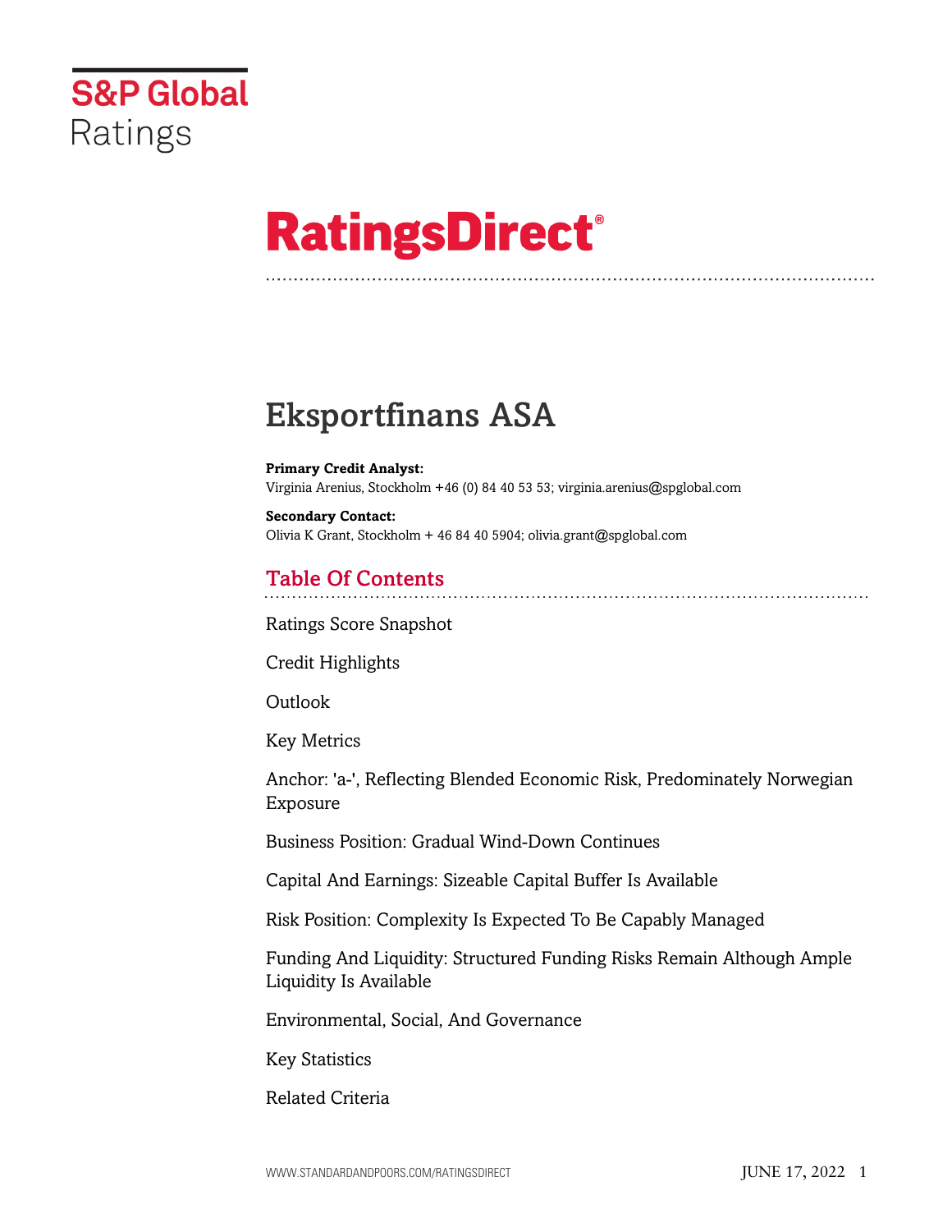S&P Global Ratings

# RatingsDirect®

# Eksportfinans ASA

**Primary Credit Analyst:**
Virginia Arenius, Stockholm +46 (0) 84 40 53 53; virginia.arenius@spglobal.com

**Secondary Contact:**
Olivia K Grant, Stockholm + 46 84 40 5904; olivia.grant@spglobal.com

## Table Of Contents

Ratings Score Snapshot

Credit Highlights

Outlook

Key Metrics

Anchor: 'a-', Reflecting Blended Economic Risk, Predominately Norwegian Exposure

Business Position: Gradual Wind-Down Continues

Capital And Earnings: Sizeable Capital Buffer Is Available

Risk Position: Complexity Is Expected To Be Capably Managed

Funding And Liquidity: Structured Funding Risks Remain Although Ample Liquidity Is Available

Environmental, Social, And Governance

Key Statistics

Related Criteria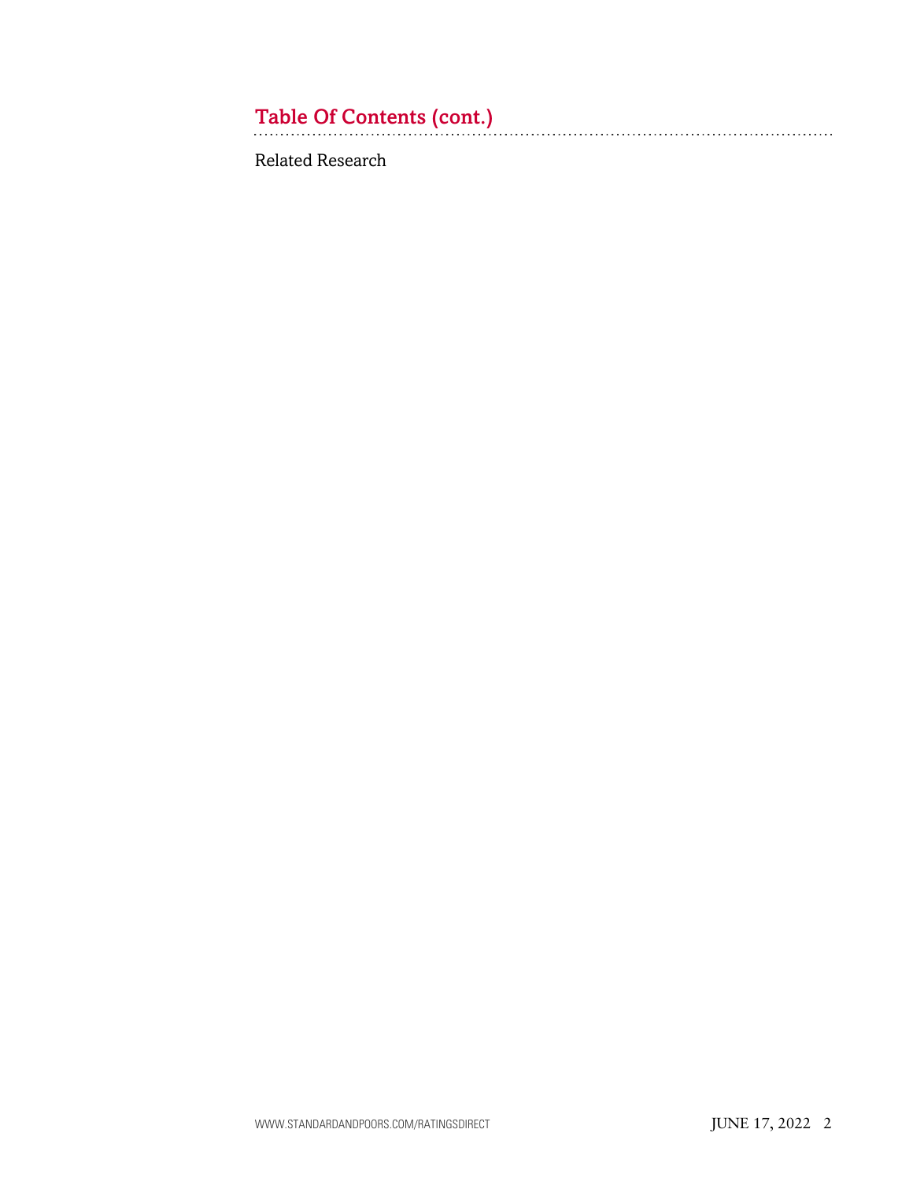## Table Of Contents (cont.)

Related Research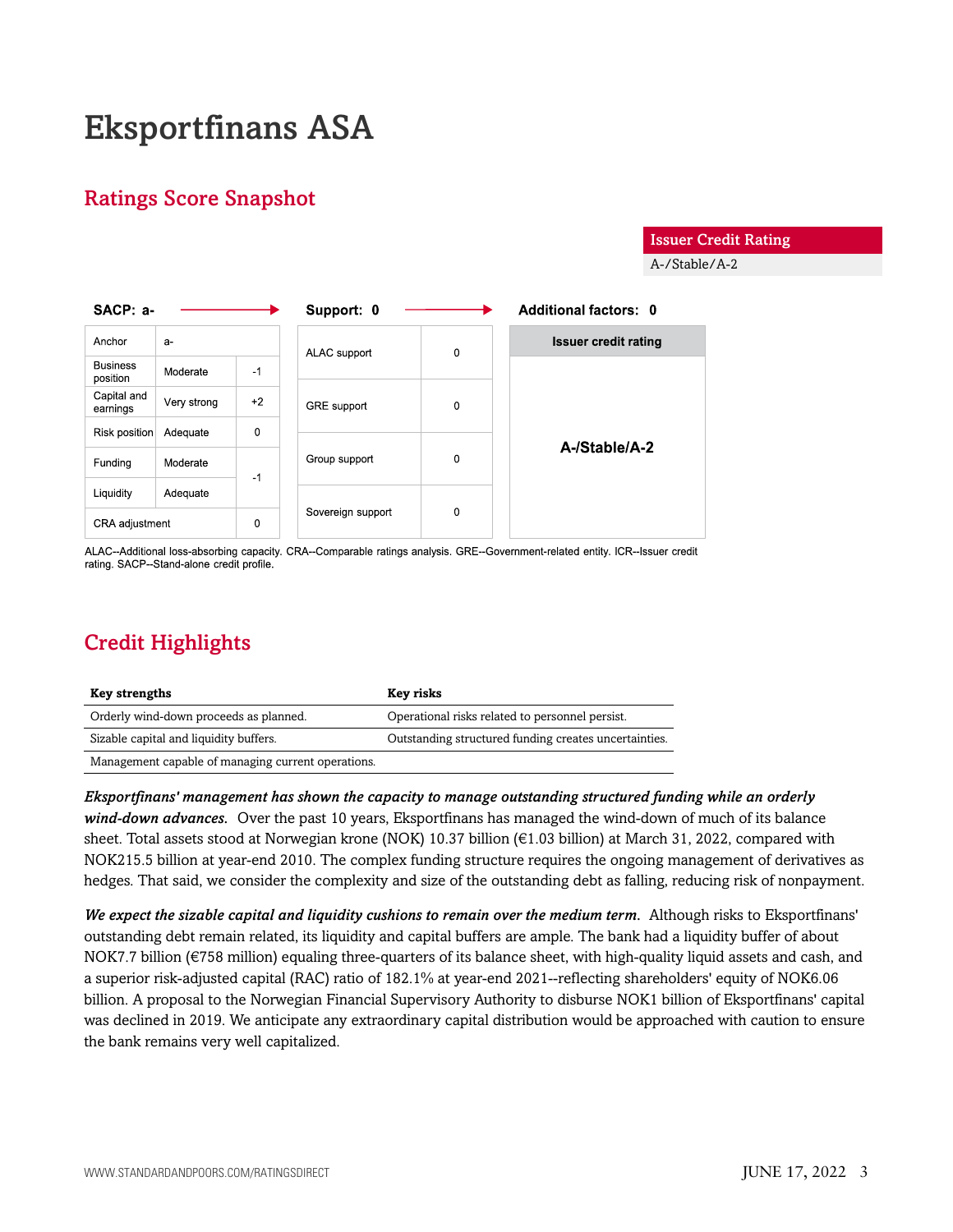# Eksportfinans ASA

## Ratings Score Snapshot

| Issuer Credit Rating |
|---|
| A-/Stable/A-2 |

**SACP: a-** → **Support: 0** → **Additional factors: 0**

| | | |
|---|---|---|
| Anchor | a- | |
| Business position | Moderate | -1 |
| Capital and earnings | Very strong | +2 |
| Risk position | Adequate | 0 |
| Funding | Moderate | -1 |
| Liquidity | Adequate | |
| CRA adjustment | | 0 |

| | |
|---|---|
| ALAC support | 0 |
| GRE support | 0 |
| Group support | 0 |
| Sovereign support | 0 |

| Issuer credit rating |
|---|
| A-/Stable/A-2 |

ALAC--Additional loss-absorbing capacity. CRA--Comparable ratings analysis. GRE--Government-related entity. ICR--Issuer credit rating. SACP--Stand-alone credit profile.

## Credit Highlights

| Key strengths | Key risks |
|---|---|
| Orderly wind-down proceeds as planned. | Operational risks related to personnel persist. |
| Sizable capital and liquidity buffers. | Outstanding structured funding creates uncertainties. |
| Management capable of managing current operations. | |

***Eksportfinans' management has shown the capacity to manage outstanding structured funding while an orderly wind-down advances.*** Over the past 10 years, Eksportfinans has managed the wind-down of much of its balance sheet. Total assets stood at Norwegian krone (NOK) 10.37 billion (€1.03 billion) at March 31, 2022, compared with NOK215.5 billion at year-end 2010. The complex funding structure requires the ongoing management of derivatives as hedges. That said, we consider the complexity and size of the outstanding debt as falling, reducing risk of nonpayment.

***We expect the sizable capital and liquidity cushions to remain over the medium term.*** Although risks to Eksportfinans' outstanding debt remain related, its liquidity and capital buffers are ample. The bank had a liquidity buffer of about NOK7.7 billion (€758 million) equaling three-quarters of its balance sheet, with high-quality liquid assets and cash, and a superior risk-adjusted capital (RAC) ratio of 182.1% at year-end 2021--reflecting shareholders' equity of NOK6.06 billion. A proposal to the Norwegian Financial Supervisory Authority to disburse NOK1 billion of Eksportfinans' capital was declined in 2019. We anticipate any extraordinary capital distribution would be approached with caution to ensure the bank remains very well capitalized.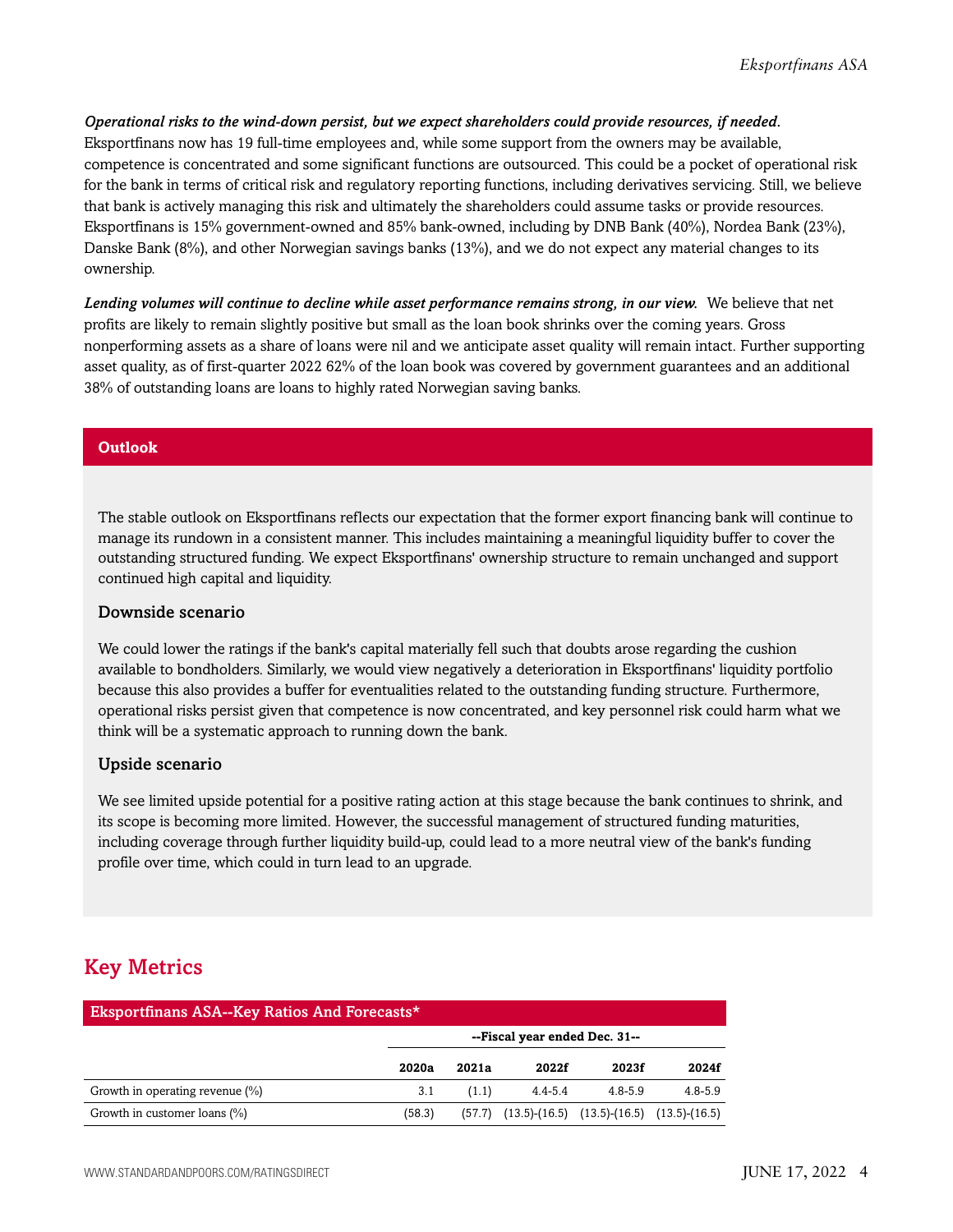***Operational risks to the wind-down persist, but we expect shareholders could provide resources, if needed.*** Eksportfinans now has 19 full-time employees and, while some support from the owners may be available, competence is concentrated and some significant functions are outsourced. This could be a pocket of operational risk for the bank in terms of critical risk and regulatory reporting functions, including derivatives servicing. Still, we believe that bank is actively managing this risk and ultimately the shareholders could assume tasks or provide resources. Eksportfinans is 15% government-owned and 85% bank-owned, including by DNB Bank (40%), Nordea Bank (23%), Danske Bank (8%), and other Norwegian savings banks (13%), and we do not expect any material changes to its ownership.

***Lending volumes will continue to decline while asset performance remains strong, in our view.*** We believe that net profits are likely to remain slightly positive but small as the loan book shrinks over the coming years. Gross nonperforming assets as a share of loans were nil and we anticipate asset quality will remain intact. Further supporting asset quality, as of first-quarter 2022 62% of the loan book was covered by government guarantees and an additional 38% of outstanding loans are loans to highly rated Norwegian saving banks.

## Outlook

The stable outlook on Eksportfinans reflects our expectation that the former export financing bank will continue to manage its rundown in a consistent manner. This includes maintaining a meaningful liquidity buffer to cover the outstanding structured funding. We expect Eksportfinans' ownership structure to remain unchanged and support continued high capital and liquidity.

### Downside scenario

We could lower the ratings if the bank's capital materially fell such that doubts arose regarding the cushion available to bondholders. Similarly, we would view negatively a deterioration in Eksportfinans' liquidity portfolio because this also provides a buffer for eventualities related to the outstanding funding structure. Furthermore, operational risks persist given that competence is now concentrated, and key personnel risk could harm what we think will be a systematic approach to running down the bank.

### Upside scenario

We see limited upside potential for a positive rating action at this stage because the bank continues to shrink, and its scope is becoming more limited. However, the successful management of structured funding maturities, including coverage through further liquidity build-up, could lead to a more neutral view of the bank's funding profile over time, which could in turn lead to an upgrade.

## Key Metrics

**Eksportfinans ASA--Key Ratios And Forecasts***

| | --Fiscal year ended Dec. 31-- | | | | |
|---|---|---|---|---|---|
| | **2020a** | **2021a** | **2022f** | **2023f** | **2024f** |
| Growth in operating revenue (%) | 3.1 | (1.1) | 4.4-5.4 | 4.8-5.9 | 4.8-5.9 |
| Growth in customer loans (%) | (58.3) | (57.7) | (13.5)-(16.5) | (13.5)-(16.5) | (13.5)-(16.5) |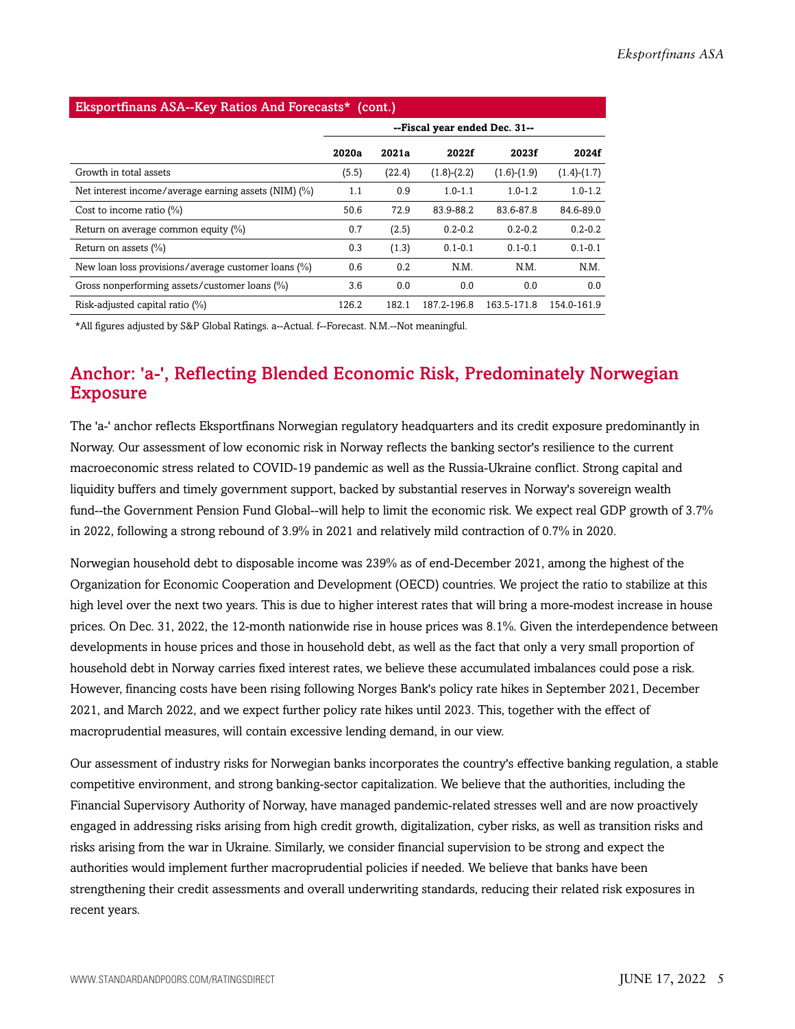**Eksportfinans ASA--Key Ratios And Forecasts* (cont.)**

| | --Fiscal year ended Dec. 31-- | | | | |
|---|---|---|---|---|---|
| | 2020a | 2021a | 2022f | 2023f | 2024f |
| Growth in total assets | (5.5) | (22.4) | (1.8)-(2.2) | (1.6)-(1.9) | (1.4)-(1.7) |
| Net interest income/average earning assets (NIM) (%) | 1.1 | 0.9 | 1.0-1.1 | 1.0-1.2 | 1.0-1.2 |
| Cost to income ratio (%) | 50.6 | 72.9 | 83.9-88.2 | 83.6-87.8 | 84.6-89.0 |
| Return on average common equity (%) | 0.7 | (2.5) | 0.2-0.2 | 0.2-0.2 | 0.2-0.2 |
| Return on assets (%) | 0.3 | (1.3) | 0.1-0.1 | 0.1-0.1 | 0.1-0.1 |
| New loan loss provisions/average customer loans (%) | 0.6 | 0.2 | N.M. | N.M. | N.M. |
| Gross nonperforming assets/customer loans (%) | 3.6 | 0.0 | 0.0 | 0.0 | 0.0 |
| Risk-adjusted capital ratio (%) | 126.2 | 182.1 | 187.2-196.8 | 163.5-171.8 | 154.0-161.9 |

*All figures adjusted by S&P Global Ratings. a--Actual. f--Forecast. N.M.--Not meaningful.

## Anchor: 'a-', Reflecting Blended Economic Risk, Predominately Norwegian Exposure

The 'a-' anchor reflects Eksportfinans Norwegian regulatory headquarters and its credit exposure predominantly in Norway. Our assessment of low economic risk in Norway reflects the banking sector's resilience to the current macroeconomic stress related to COVID-19 pandemic as well as the Russia-Ukraine conflict. Strong capital and liquidity buffers and timely government support, backed by substantial reserves in Norway's sovereign wealth fund--the Government Pension Fund Global--will help to limit the economic risk. We expect real GDP growth of 3.7% in 2022, following a strong rebound of 3.9% in 2021 and relatively mild contraction of 0.7% in 2020.

Norwegian household debt to disposable income was 239% as of end-December 2021, among the highest of the Organization for Economic Cooperation and Development (OECD) countries. We project the ratio to stabilize at this high level over the next two years. This is due to higher interest rates that will bring a more-modest increase in house prices. On Dec. 31, 2022, the 12-month nationwide rise in house prices was 8.1%. Given the interdependence between developments in house prices and those in household debt, as well as the fact that only a very small proportion of household debt in Norway carries fixed interest rates, we believe these accumulated imbalances could pose a risk. However, financing costs have been rising following Norges Bank's policy rate hikes in September 2021, December 2021, and March 2022, and we expect further policy rate hikes until 2023. This, together with the effect of macroprudential measures, will contain excessive lending demand, in our view.

Our assessment of industry risks for Norwegian banks incorporates the country's effective banking regulation, a stable competitive environment, and strong banking-sector capitalization. We believe that the authorities, including the Financial Supervisory Authority of Norway, have managed pandemic-related stresses well and are now proactively engaged in addressing risks arising from high credit growth, digitalization, cyber risks, as well as transition risks and risks arising from the war in Ukraine. Similarly, we consider financial supervision to be strong and expect the authorities would implement further macroprudential policies if needed. We believe that banks have been strengthening their credit assessments and overall underwriting standards, reducing their related risk exposures in recent years.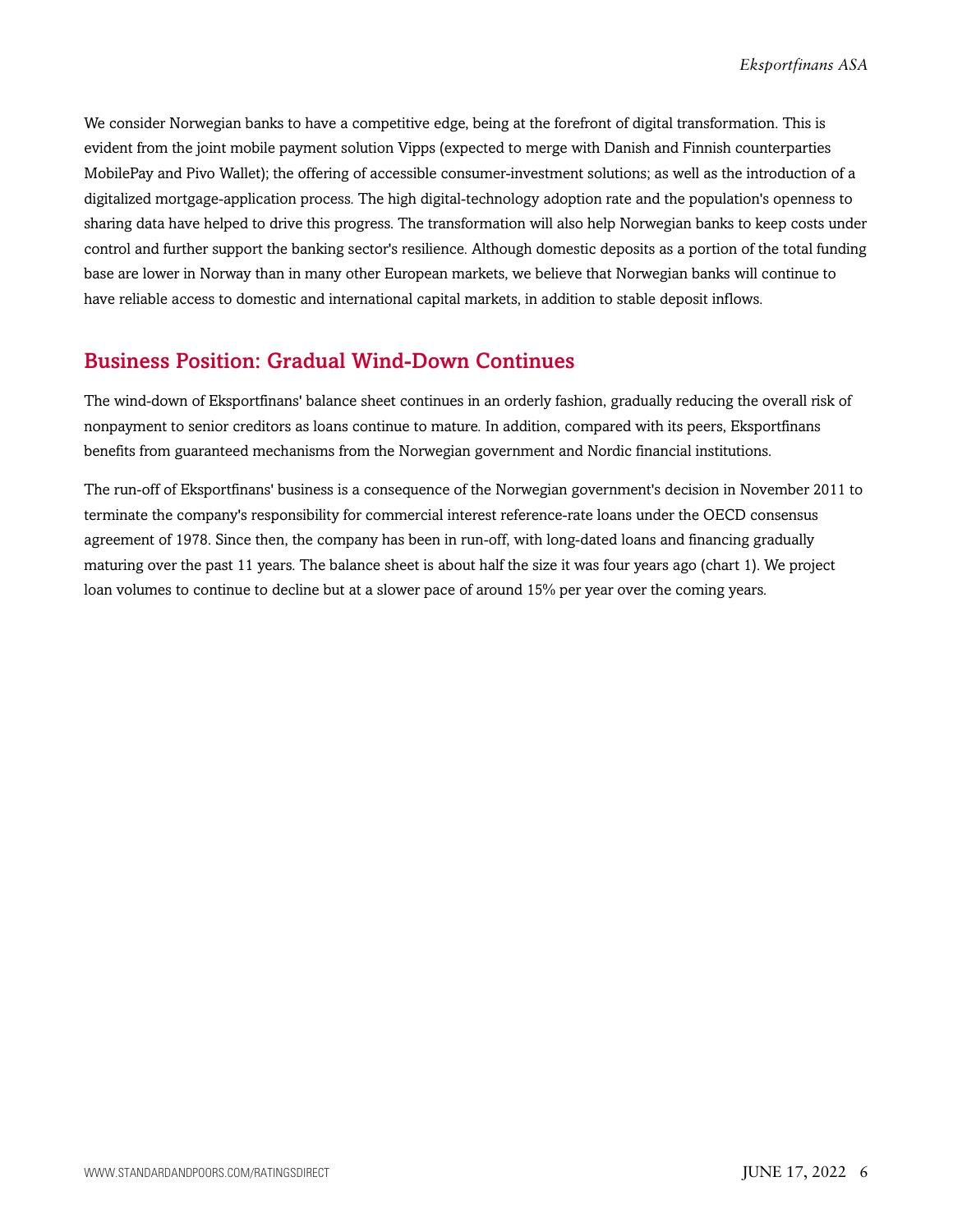We consider Norwegian banks to have a competitive edge, being at the forefront of digital transformation. This is evident from the joint mobile payment solution Vipps (expected to merge with Danish and Finnish counterparties MobilePay and Pivo Wallet); the offering of accessible consumer-investment solutions; as well as the introduction of a digitalized mortgage-application process. The high digital-technology adoption rate and the population's openness to sharing data have helped to drive this progress. The transformation will also help Norwegian banks to keep costs under control and further support the banking sector's resilience. Although domestic deposits as a portion of the total funding base are lower in Norway than in many other European markets, we believe that Norwegian banks will continue to have reliable access to domestic and international capital markets, in addition to stable deposit inflows.

## Business Position: Gradual Wind-Down Continues

The wind-down of Eksportfinans' balance sheet continues in an orderly fashion, gradually reducing the overall risk of nonpayment to senior creditors as loans continue to mature. In addition, compared with its peers, Eksportfinans benefits from guaranteed mechanisms from the Norwegian government and Nordic financial institutions.

The run-off of Eksportfinans' business is a consequence of the Norwegian government's decision in November 2011 to terminate the company's responsibility for commercial interest reference-rate loans under the OECD consensus agreement of 1978. Since then, the company has been in run-off, with long-dated loans and financing gradually maturing over the past 11 years. The balance sheet is about half the size it was four years ago (chart 1). We project loan volumes to continue to decline but at a slower pace of around 15% per year over the coming years.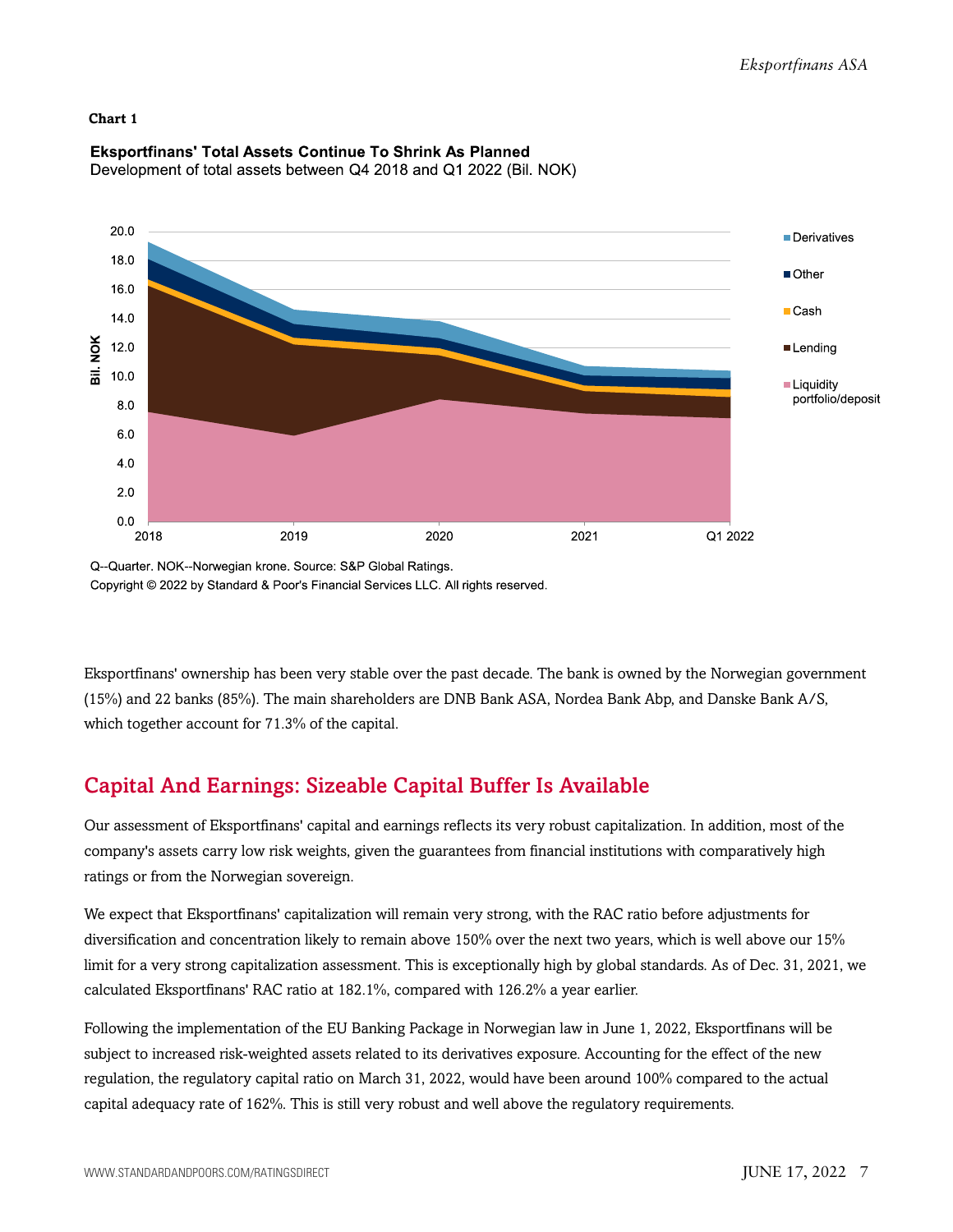**Chart 1**

**Eksportfinans' Total Assets Continue To Shrink As Planned**

Development of total assets between Q4 2018 and Q1 2022 (Bil. NOK)

20.0
18.0
16.0
14.0
12.0
10.0
8.0
6.0
4.0
2.0
0.0

Bil. NOK

2018
2019
2020
2021
Q1 2022

Derivatives
Other
Cash
Lending
Liquidity portfolio/deposit

Q--Quarter. NOK--Norwegian krone. Source: S&P Global Ratings.
Copyright © 2022 by Standard & Poor's Financial Services LLC. All rights reserved.

Eksportfinans' ownership has been very stable over the past decade. The bank is owned by the Norwegian government (15%) and 22 banks (85%). The main shareholders are DNB Bank ASA, Nordea Bank Abp, and Danske Bank A/S, which together account for 71.3% of the capital.

## Capital And Earnings: Sizeable Capital Buffer Is Available

Our assessment of Eksportfinans' capital and earnings reflects its very robust capitalization. In addition, most of the company's assets carry low risk weights, given the guarantees from financial institutions with comparatively high ratings or from the Norwegian sovereign.

We expect that Eksportfinans' capitalization will remain very strong, with the RAC ratio before adjustments for diversification and concentration likely to remain above 150% over the next two years, which is well above our 15% limit for a very strong capitalization assessment. This is exceptionally high by global standards. As of Dec. 31, 2021, we calculated Eksportfinans' RAC ratio at 182.1%, compared with 126.2% a year earlier.

Following the implementation of the EU Banking Package in Norwegian law in June 1, 2022, Eksportfinans will be subject to increased risk-weighted assets related to its derivatives exposure. Accounting for the effect of the new regulation, the regulatory capital ratio on March 31, 2022, would have been around 100% compared to the actual capital adequacy rate of 162%. This is still very robust and well above the regulatory requirements.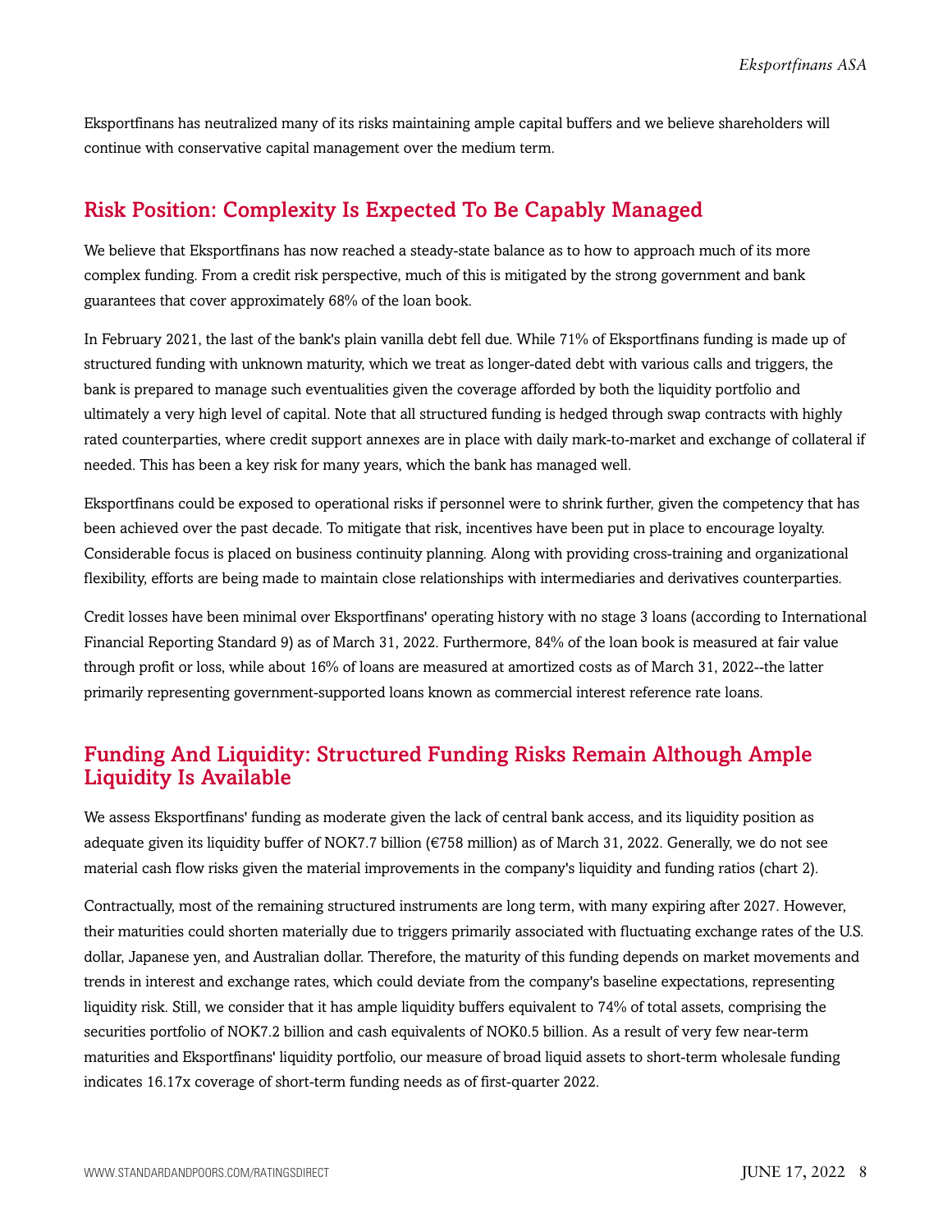Eksportfinans has neutralized many of its risks maintaining ample capital buffers and we believe shareholders will continue with conservative capital management over the medium term.

## Risk Position: Complexity Is Expected To Be Capably Managed

We believe that Eksportfinans has now reached a steady-state balance as to how to approach much of its more complex funding. From a credit risk perspective, much of this is mitigated by the strong government and bank guarantees that cover approximately 68% of the loan book.

In February 2021, the last of the bank's plain vanilla debt fell due. While 71% of Eksportfinans funding is made up of structured funding with unknown maturity, which we treat as longer-dated debt with various calls and triggers, the bank is prepared to manage such eventualities given the coverage afforded by both the liquidity portfolio and ultimately a very high level of capital. Note that all structured funding is hedged through swap contracts with highly rated counterparties, where credit support annexes are in place with daily mark-to-market and exchange of collateral if needed. This has been a key risk for many years, which the bank has managed well.

Eksportfinans could be exposed to operational risks if personnel were to shrink further, given the competency that has been achieved over the past decade. To mitigate that risk, incentives have been put in place to encourage loyalty. Considerable focus is placed on business continuity planning. Along with providing cross-training and organizational flexibility, efforts are being made to maintain close relationships with intermediaries and derivatives counterparties.

Credit losses have been minimal over Eksportfinans' operating history with no stage 3 loans (according to International Financial Reporting Standard 9) as of March 31, 2022. Furthermore, 84% of the loan book is measured at fair value through profit or loss, while about 16% of loans are measured at amortized costs as of March 31, 2022--the latter primarily representing government-supported loans known as commercial interest reference rate loans.

## Funding And Liquidity: Structured Funding Risks Remain Although Ample Liquidity Is Available

We assess Eksportfinans' funding as moderate given the lack of central bank access, and its liquidity position as adequate given its liquidity buffer of NOK7.7 billion (€758 million) as of March 31, 2022. Generally, we do not see material cash flow risks given the material improvements in the company's liquidity and funding ratios (chart 2).

Contractually, most of the remaining structured instruments are long term, with many expiring after 2027. However, their maturities could shorten materially due to triggers primarily associated with fluctuating exchange rates of the U.S. dollar, Japanese yen, and Australian dollar. Therefore, the maturity of this funding depends on market movements and trends in interest and exchange rates, which could deviate from the company's baseline expectations, representing liquidity risk. Still, we consider that it has ample liquidity buffers equivalent to 74% of total assets, comprising the securities portfolio of NOK7.2 billion and cash equivalents of NOK0.5 billion. As a result of very few near-term maturities and Eksportfinans' liquidity portfolio, our measure of broad liquid assets to short-term wholesale funding indicates 16.17x coverage of short-term funding needs as of first-quarter 2022.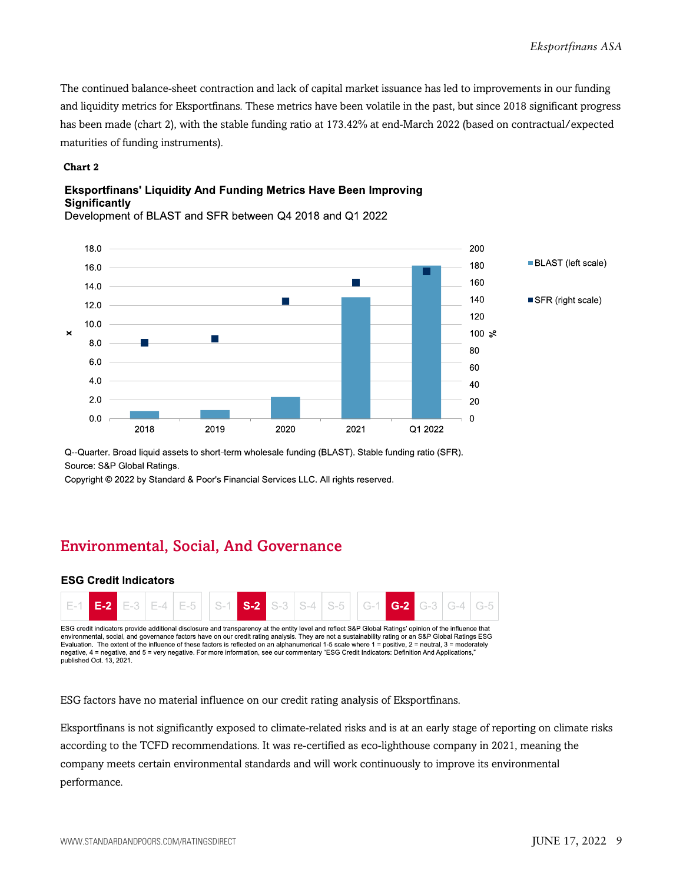The continued balance-sheet contraction and lack of capital market issuance has led to improvements in our funding and liquidity metrics for Eksportfinans. These metrics have been volatile in the past, but since 2018 significant progress has been made (chart 2), with the stable funding ratio at 173.42% at end-March 2022 (based on contractual/expected maturities of funding instruments).

**Chart 2**

**Eksportfinans' Liquidity And Funding Metrics Have Been Improving Significantly**

Development of BLAST and SFR between Q4 2018 and Q1 2022

x

18.0
16.0
14.0
12.0
10.0
8.0
6.0
4.0
2.0
0.0

%

200
180
160
140
120
100
80
60
40
20
0

2018
2019
2020
2021
Q1 2022

BLAST (left scale)
SFR (right scale)

Q--Quarter. Broad liquid assets to short-term wholesale funding (BLAST). Stable funding ratio (SFR).
Source: S&P Global Ratings.
Copyright © 2022 by Standard & Poor's Financial Services LLC. All rights reserved.

## Environmental, Social, And Governance

**ESG Credit Indicators**

E-1 **E-2** E-3 E-4 E-5 S-1 **S-2** S-3 S-4 S-5 G-1 **G-2** G-3 G-4 G-5

ESG credit indicators provide additional disclosure and transparency at the entity level and reflect S&P Global Ratings' opinion of the influence that environmental, social, and governance factors have on our credit rating analysis. They are not a sustainability rating or an S&P Global Ratings ESG Evaluation. The extent of the influence of these factors is reflected on an alphanumerical 1-5 scale where 1 = positive, 2 = neutral, 3 = moderately negative, 4 = negative, and 5 = very negative. For more information, see our commentary "ESG Credit Indicators: Definition And Applications," published Oct. 13, 2021.

ESG factors have no material influence on our credit rating analysis of Eksportfinans.

Eksportfinans is not significantly exposed to climate-related risks and is at an early stage of reporting on climate risks according to the TCFD recommendations. It was re-certified as eco-lighthouse company in 2021, meaning the company meets certain environmental standards and will work continuously to improve its environmental performance.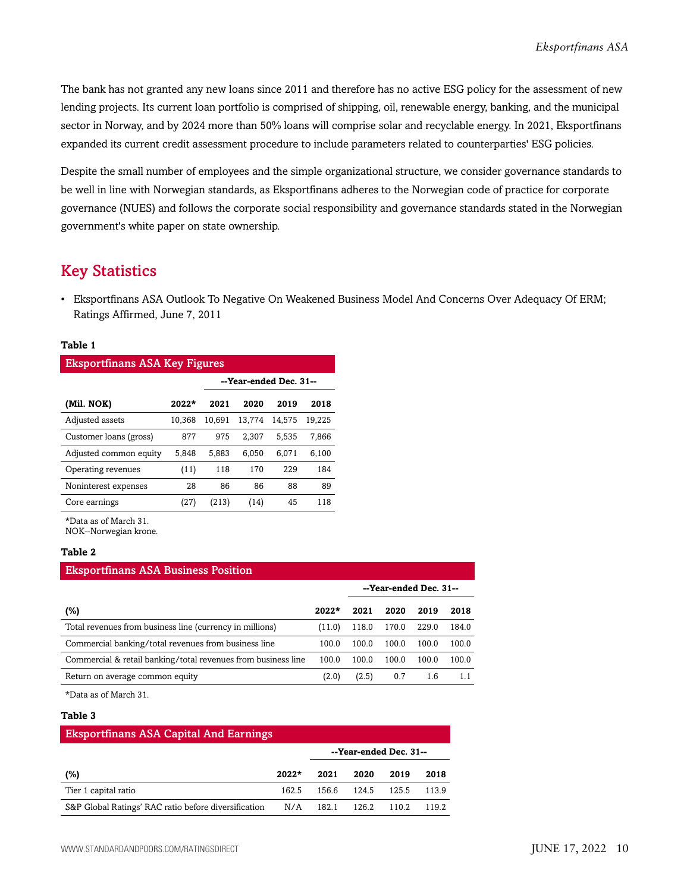The bank has not granted any new loans since 2011 and therefore has no active ESG policy for the assessment of new lending projects. Its current loan portfolio is comprised of shipping, oil, renewable energy, banking, and the municipal sector in Norway, and by 2024 more than 50% loans will comprise solar and recyclable energy. In 2021, Eksportfinans expanded its current credit assessment procedure to include parameters related to counterparties' ESG policies.

Despite the small number of employees and the simple organizational structure, we consider governance standards to be well in line with Norwegian standards, as Eksportfinans adheres to the Norwegian code of practice for corporate governance (NUES) and follows the corporate social responsibility and governance standards stated in the Norwegian government's white paper on state ownership.

## Key Statistics

- Eksportfinans ASA Outlook To Negative On Weakened Business Model And Concerns Over Adequacy Of ERM; Ratings Affirmed, June 7, 2011

**Table 1**

| Eksportfinans ASA Key Figures | | | | | |
|---|---|---|---|---|---|
| | | --Year-ended Dec. 31-- | | | |
| (Mil. NOK) | 2022* | 2021 | 2020 | 2019 | 2018 |
| Adjusted assets | 10,368 | 10,691 | 13,774 | 14,575 | 19,225 |
| Customer loans (gross) | 877 | 975 | 2,307 | 5,535 | 7,866 |
| Adjusted common equity | 5,848 | 5,883 | 6,050 | 6,071 | 6,100 |
| Operating revenues | (11) | 118 | 170 | 229 | 184 |
| Noninterest expenses | 28 | 86 | 86 | 88 | 89 |
| Core earnings | (27) | (213) | (14) | 45 | 118 |

*Data as of March 31.
NOK--Norwegian krone.

**Table 2**

| Eksportfinans ASA Business Position | | | | | |
|---|---|---|---|---|---|
| | | --Year-ended Dec. 31-- | | | |
| (%) | 2022* | 2021 | 2020 | 2019 | 2018 |
| Total revenues from business line (currency in millions) | (11.0) | 118.0 | 170.0 | 229.0 | 184.0 |
| Commercial banking/total revenues from business line | 100.0 | 100.0 | 100.0 | 100.0 | 100.0 |
| Commercial & retail banking/total revenues from business line | 100.0 | 100.0 | 100.0 | 100.0 | 100.0 |
| Return on average common equity | (2.0) | (2.5) | 0.7 | 1.6 | 1.1 |

*Data as of March 31.

**Table 3**

| Eksportfinans ASA Capital And Earnings | | | | | |
|---|---|---|---|---|---|
| | | --Year-ended Dec. 31-- | | | |
| (%) | 2022* | 2021 | 2020 | 2019 | 2018 |
| Tier 1 capital ratio | 162.5 | 156.6 | 124.5 | 125.5 | 113.9 |
| S&P Global Ratings' RAC ratio before diversification | N/A | 182.1 | 126.2 | 110.2 | 119.2 |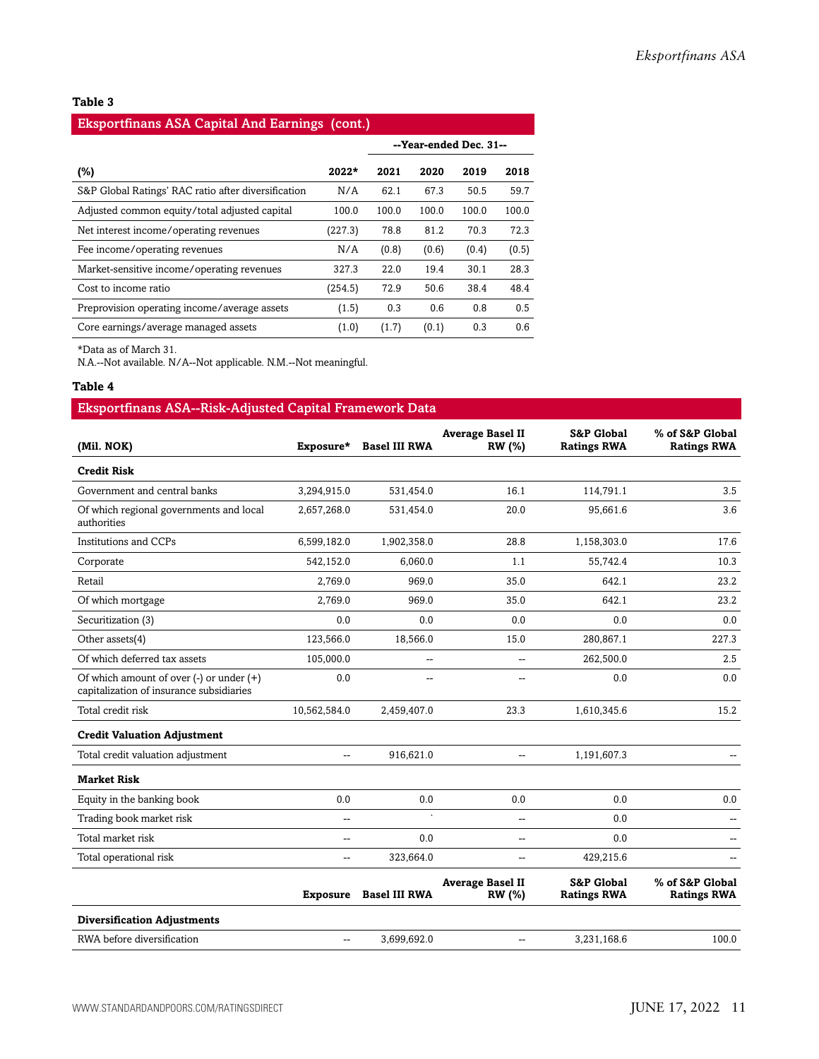**Table 3**

| Eksportfinans ASA Capital And Earnings (cont.) | | | | | |
|---|---|---|---|---|---|
| | | --Year-ended Dec. 31-- | | | |
| (%) | 2022* | 2021 | 2020 | 2019 | 2018 |
| S&P Global Ratings' RAC ratio after diversification | N/A | 62.1 | 67.3 | 50.5 | 59.7 |
| Adjusted common equity/total adjusted capital | 100.0 | 100.0 | 100.0 | 100.0 | 100.0 |
| Net interest income/operating revenues | (227.3) | 78.8 | 81.2 | 70.3 | 72.3 |
| Fee income/operating revenues | N/A | (0.8) | (0.6) | (0.4) | (0.5) |
| Market-sensitive income/operating revenues | 327.3 | 22.0 | 19.4 | 30.1 | 28.3 |
| Cost to income ratio | (254.5) | 72.9 | 50.6 | 38.4 | 48.4 |
| Preprovision operating income/average assets | (1.5) | 0.3 | 0.6 | 0.8 | 0.5 |
| Core earnings/average managed assets | (1.0) | (1.7) | (0.1) | 0.3 | 0.6 |

*Data as of March 31.
N.A.--Not available. N/A--Not applicable. N.M.--Not meaningful.

**Table 4**

| Eksportfinans ASA--Risk-Adjusted Capital Framework Data | | | | | |
|---|---|---|---|---|---|
| (Mil. NOK) | Exposure* | Basel III RWA | Average Basel II RW (%) | S&P Global Ratings RWA | % of S&P Global Ratings RWA |
| **Credit Risk** | | | | | |
| Government and central banks | 3,294,915.0 | 531,454.0 | 16.1 | 114,791.1 | 3.5 |
| Of which regional governments and local authorities | 2,657,268.0 | 531,454.0 | 20.0 | 95,661.6 | 3.6 |
| Institutions and CCPs | 6,599,182.0 | 1,902,358.0 | 28.8 | 1,158,303.0 | 17.6 |
| Corporate | 542,152.0 | 6,060.0 | 1.1 | 55,742.4 | 10.3 |
| Retail | 2,769.0 | 969.0 | 35.0 | 642.1 | 23.2 |
| Of which mortgage | 2,769.0 | 969.0 | 35.0 | 642.1 | 23.2 |
| Securitization (3) | 0.0 | 0.0 | 0.0 | 0.0 | 0.0 |
| Other assets(4) | 123,566.0 | 18,566.0 | 15.0 | 280,867.1 | 227.3 |
| Of which deferred tax assets | 105,000.0 | -- | -- | 262,500.0 | 2.5 |
| Of which amount of over (-) or under (+) capitalization of insurance subsidiaries | 0.0 | -- | -- | 0.0 | 0.0 |
| Total credit risk | 10,562,584.0 | 2,459,407.0 | 23.3 | 1,610,345.6 | 15.2 |
| **Credit Valuation Adjustment** | | | | | |
| Total credit valuation adjustment | -- | 916,621.0 | -- | 1,191,607.3 | -- |
| **Market Risk** | | | | | |
| Equity in the banking book | 0.0 | 0.0 | 0.0 | 0.0 | 0.0 |
| Trading book market risk | -- | ` | -- | 0.0 | -- |
| Total market risk | -- | 0.0 | -- | 0.0 | -- |
| Total operational risk | -- | 323,664.0 | -- | 429,215.6 | -- |
| | Exposure | Basel III RWA | Average Basel II RW (%) | S&P Global Ratings RWA | % of S&P Global Ratings RWA |
| **Diversification Adjustments** | | | | | |
| RWA before diversification | -- | 3,699,692.0 | -- | 3,231,168.6 | 100.0 |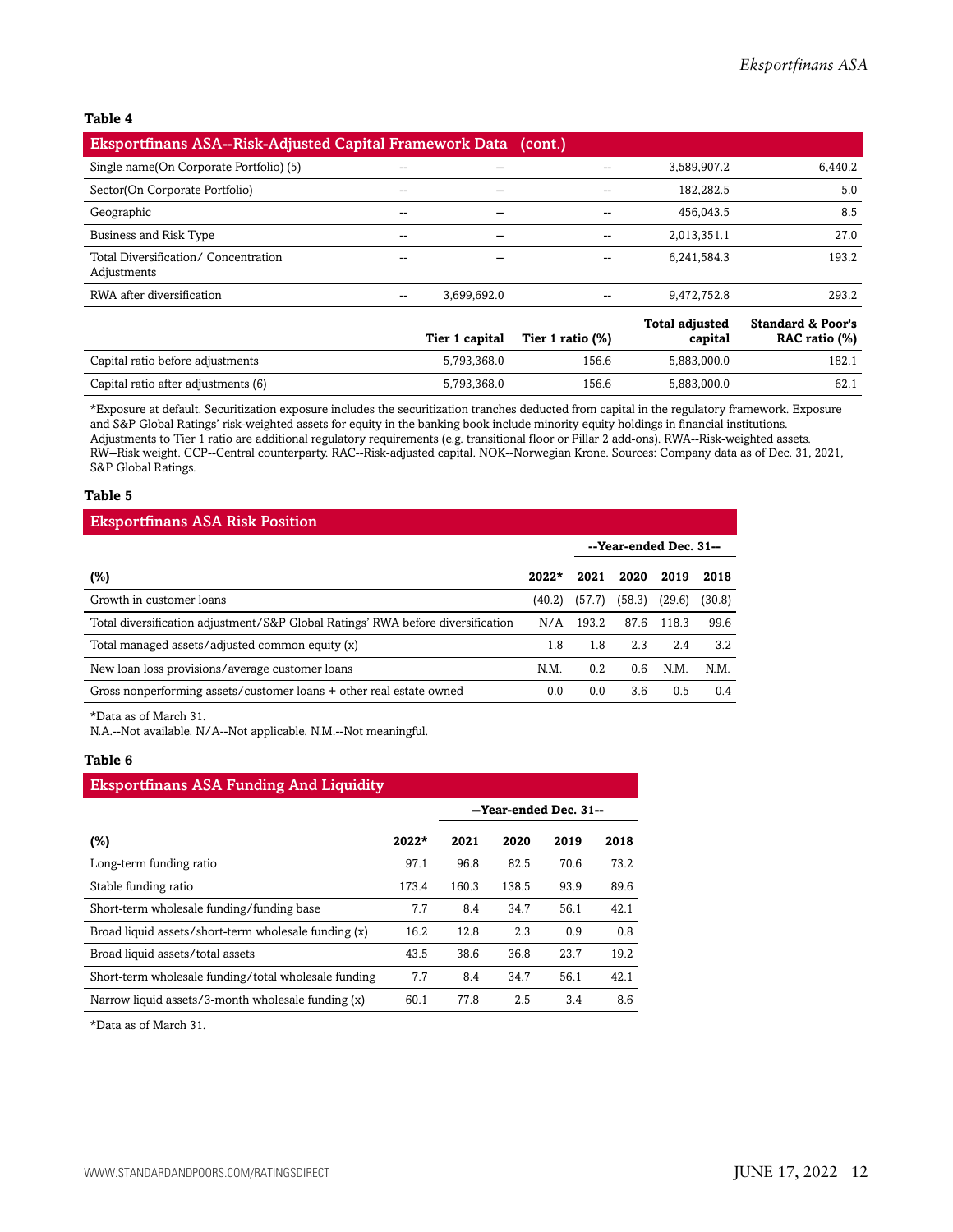**Table 4**

| Eksportfinans ASA--Risk-Adjusted Capital Framework Data (cont.) | | | | | |
|---|---|---|---|---|---|
| Single name(On Corporate Portfolio) (5) | -- | -- | -- | 3,589,907.2 | 6,440.2 |
| Sector(On Corporate Portfolio) | -- | -- | -- | 182,282.5 | 5.0 |
| Geographic | -- | -- | -- | 456,043.5 | 8.5 |
| Business and Risk Type | -- | -- | -- | 2,013,351.1 | 27.0 |
| Total Diversification/ Concentration Adjustments | -- | -- | -- | 6,241,584.3 | 193.2 |
| RWA after diversification | -- | 3,699,692.0 | -- | 9,472,752.8 | 293.2 |
| | | **Tier 1 capital** | **Tier 1 ratio (%)** | **Total adjusted capital** | **Standard & Poor's RAC ratio (%)** |
| Capital ratio before adjustments | | 5,793,368.0 | 156.6 | 5,883,000.0 | 182.1 |
| Capital ratio after adjustments (6) | | 5,793,368.0 | 156.6 | 5,883,000.0 | 62.1 |

*Exposure at default. Securitization exposure includes the securitization tranches deducted from capital in the regulatory framework. Exposure and S&P Global Ratings' risk-weighted assets for equity in the banking book include minority equity holdings in financial institutions. Adjustments to Tier 1 ratio are additional regulatory requirements (e.g. transitional floor or Pillar 2 add-ons). RWA--Risk-weighted assets. RW--Risk weight. CCP--Central counterparty. RAC--Risk-adjusted capital. NOK--Norwegian Krone. Sources: Company data as of Dec. 31, 2021, S&P Global Ratings.

**Table 5**

| Eksportfinans ASA Risk Position | | | | | |
|---|---|---|---|---|---|
| | | **--Year-ended Dec. 31--** | | | |
| **(%)** | **2022*** | **2021** | **2020** | **2019** | **2018** |
| Growth in customer loans | (40.2) | (57.7) | (58.3) | (29.6) | (30.8) |
| Total diversification adjustment/S&P Global Ratings' RWA before diversification | N/A | 193.2 | 87.6 | 118.3 | 99.6 |
| Total managed assets/adjusted common equity (x) | 1.8 | 1.8 | 2.3 | 2.4 | 3.2 |
| New loan loss provisions/average customer loans | N.M. | 0.2 | 0.6 | N.M. | N.M. |
| Gross nonperforming assets/customer loans + other real estate owned | 0.0 | 0.0 | 3.6 | 0.5 | 0.4 |

*Data as of March 31.
N.A.--Not available. N/A--Not applicable. N.M.--Not meaningful.

**Table 6**

| Eksportfinans ASA Funding And Liquidity | | | | | |
|---|---|---|---|---|---|
| | | **--Year-ended Dec. 31--** | | | |
| **(%)** | **2022*** | **2021** | **2020** | **2019** | **2018** |
| Long-term funding ratio | 97.1 | 96.8 | 82.5 | 70.6 | 73.2 |
| Stable funding ratio | 173.4 | 160.3 | 138.5 | 93.9 | 89.6 |
| Short-term wholesale funding/funding base | 7.7 | 8.4 | 34.7 | 56.1 | 42.1 |
| Broad liquid assets/short-term wholesale funding (x) | 16.2 | 12.8 | 2.3 | 0.9 | 0.8 |
| Broad liquid assets/total assets | 43.5 | 38.6 | 36.8 | 23.7 | 19.2 |
| Short-term wholesale funding/total wholesale funding | 7.7 | 8.4 | 34.7 | 56.1 | 42.1 |
| Narrow liquid assets/3-month wholesale funding (x) | 60.1 | 77.8 | 2.5 | 3.4 | 8.6 |

*Data as of March 31.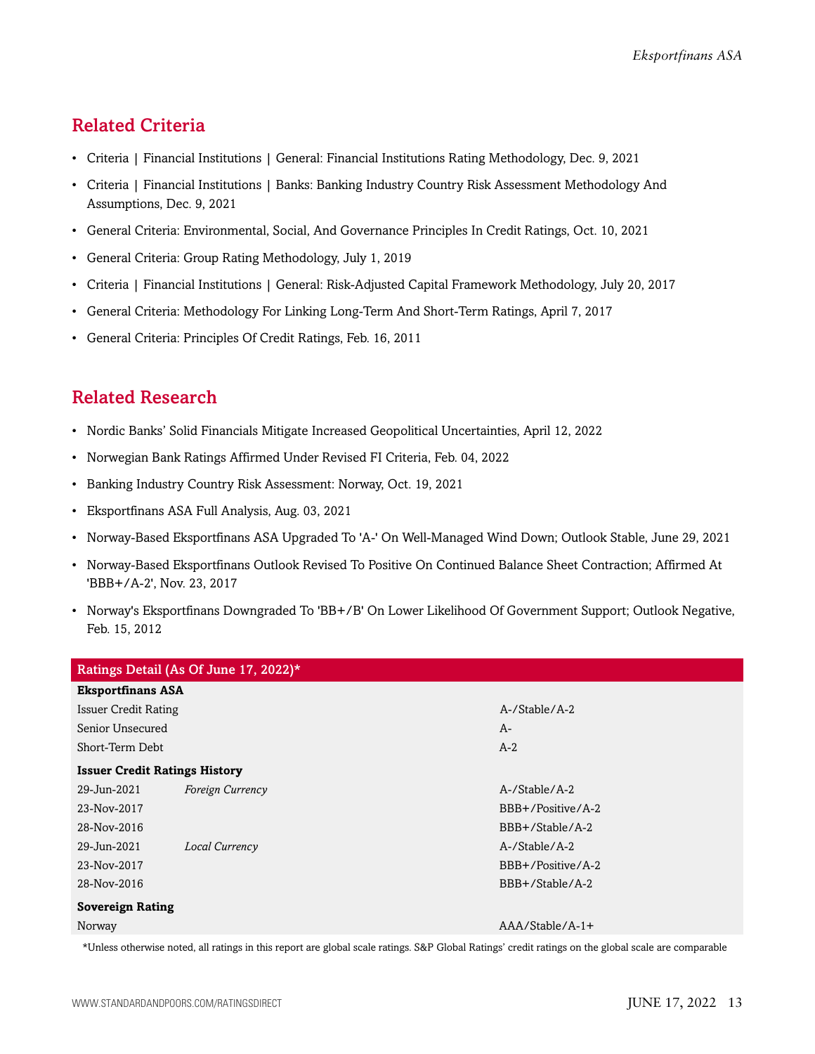## Related Criteria

- Criteria | Financial Institutions | General: Financial Institutions Rating Methodology, Dec. 9, 2021
- Criteria | Financial Institutions | Banks: Banking Industry Country Risk Assessment Methodology And Assumptions, Dec. 9, 2021
- General Criteria: Environmental, Social, And Governance Principles In Credit Ratings, Oct. 10, 2021
- General Criteria: Group Rating Methodology, July 1, 2019
- Criteria | Financial Institutions | General: Risk-Adjusted Capital Framework Methodology, July 20, 2017
- General Criteria: Methodology For Linking Long-Term And Short-Term Ratings, April 7, 2017
- General Criteria: Principles Of Credit Ratings, Feb. 16, 2011

## Related Research

- Nordic Banks' Solid Financials Mitigate Increased Geopolitical Uncertainties, April 12, 2022
- Norwegian Bank Ratings Affirmed Under Revised FI Criteria, Feb. 04, 2022
- Banking Industry Country Risk Assessment: Norway, Oct. 19, 2021
- Eksportfinans ASA Full Analysis, Aug. 03, 2021
- Norway-Based Eksportfinans ASA Upgraded To 'A-' On Well-Managed Wind Down; Outlook Stable, June 29, 2021
- Norway-Based Eksportfinans Outlook Revised To Positive On Continued Balance Sheet Contraction; Affirmed At 'BBB+/A-2', Nov. 23, 2017
- Norway's Eksportfinans Downgraded To 'BB+/B' On Lower Likelihood Of Government Support; Outlook Negative, Feb. 15, 2012

| Ratings Detail (As Of June 17, 2022)* | | |
|---|---|---|
| **Eksportfinans ASA** | | |
| Issuer Credit Rating | | A-/Stable/A-2 |
| Senior Unsecured | | A- |
| Short-Term Debt | | A-2 |
| **Issuer Credit Ratings History** | | |
| 29-Jun-2021 | *Foreign Currency* | A-/Stable/A-2 |
| 23-Nov-2017 | | BBB+/Positive/A-2 |
| 28-Nov-2016 | | BBB+/Stable/A-2 |
| 29-Jun-2021 | *Local Currency* | A-/Stable/A-2 |
| 23-Nov-2017 | | BBB+/Positive/A-2 |
| 28-Nov-2016 | | BBB+/Stable/A-2 |
| **Sovereign Rating** | | |
| Norway | | AAA/Stable/A-1+ |

*Unless otherwise noted, all ratings in this report are global scale ratings. S&P Global Ratings' credit ratings on the global scale are comparable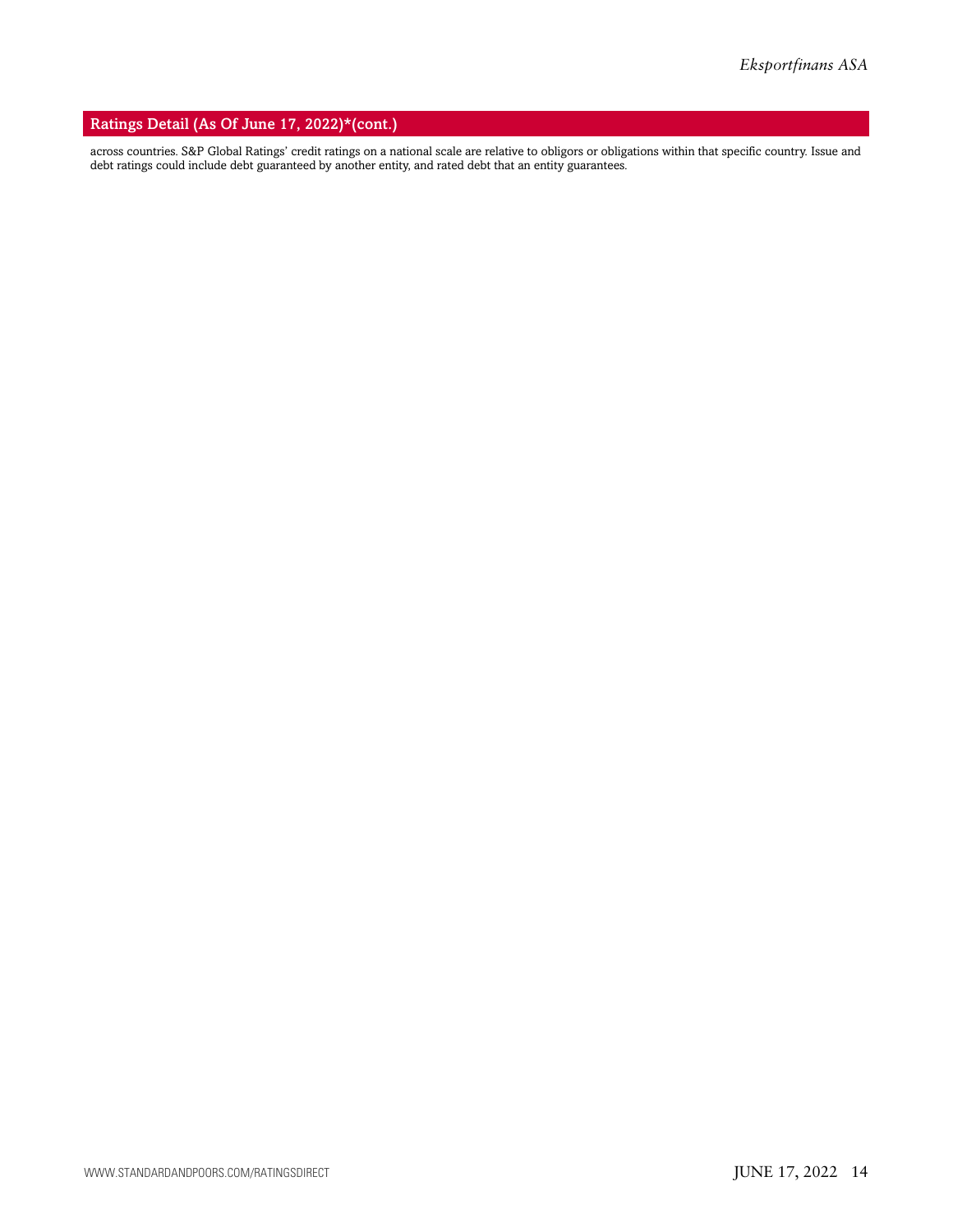## Ratings Detail (As Of June 17, 2022)*(cont.)

across countries. S&P Global Ratings' credit ratings on a national scale are relative to obligors or obligations within that specific country. Issue and debt ratings could include debt guaranteed by another entity, and rated debt that an entity guarantees.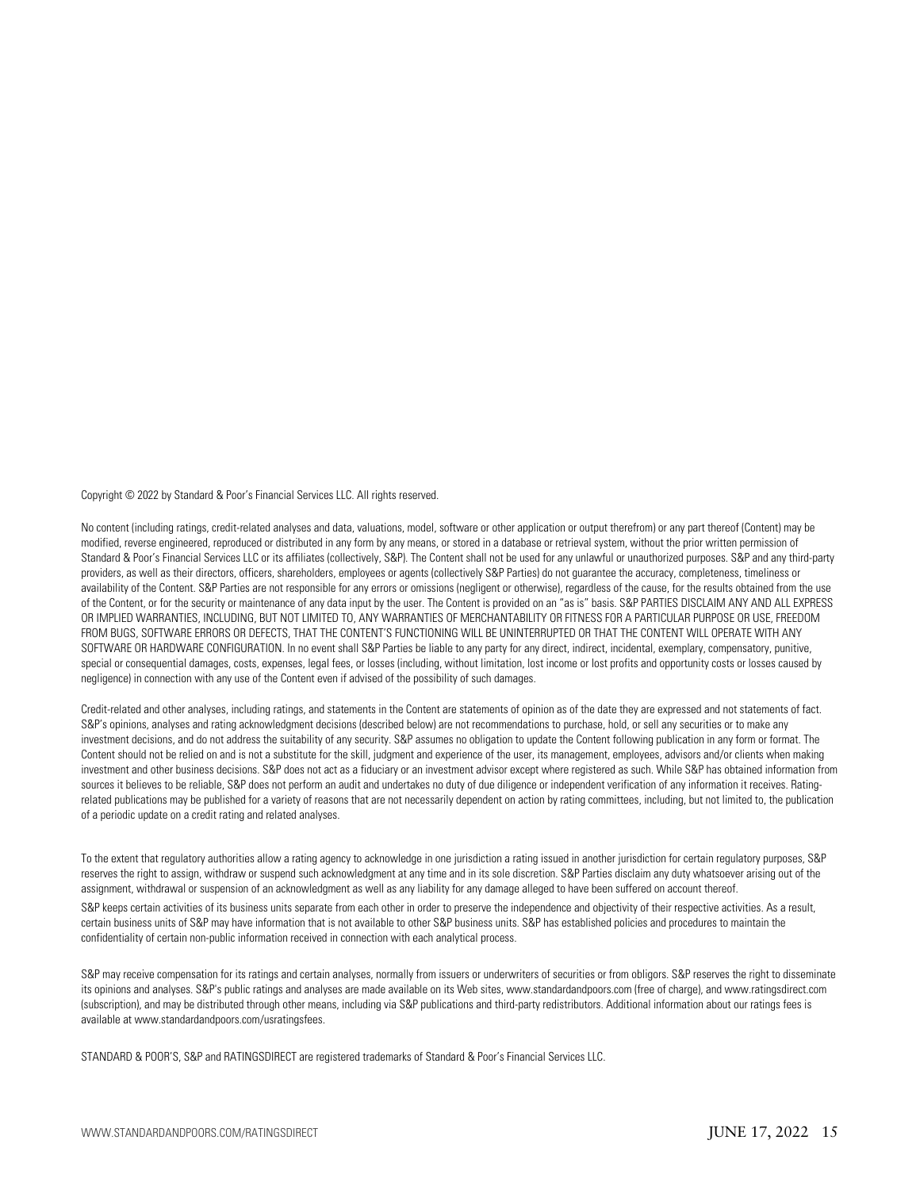Copyright © 2022 by Standard & Poor's Financial Services LLC. All rights reserved.

No content (including ratings, credit-related analyses and data, valuations, model, software or other application or output therefrom) or any part thereof (Content) may be modified, reverse engineered, reproduced or distributed in any form by any means, or stored in a database or retrieval system, without the prior written permission of Standard & Poor's Financial Services LLC or its affiliates (collectively, S&P). The Content shall not be used for any unlawful or unauthorized purposes. S&P and any third-party providers, as well as their directors, officers, shareholders, employees or agents (collectively S&P Parties) do not guarantee the accuracy, completeness, timeliness or availability of the Content. S&P Parties are not responsible for any errors or omissions (negligent or otherwise), regardless of the cause, for the results obtained from the use of the Content, or for the security or maintenance of any data input by the user. The Content is provided on an "as is" basis. S&P PARTIES DISCLAIM ANY AND ALL EXPRESS OR IMPLIED WARRANTIES, INCLUDING, BUT NOT LIMITED TO, ANY WARRANTIES OF MERCHANTABILITY OR FITNESS FOR A PARTICULAR PURPOSE OR USE, FREEDOM FROM BUGS, SOFTWARE ERRORS OR DEFECTS, THAT THE CONTENT'S FUNCTIONING WILL BE UNINTERRUPTED OR THAT THE CONTENT WILL OPERATE WITH ANY SOFTWARE OR HARDWARE CONFIGURATION. In no event shall S&P Parties be liable to any party for any direct, indirect, incidental, exemplary, compensatory, punitive, special or consequential damages, costs, expenses, legal fees, or losses (including, without limitation, lost income or lost profits and opportunity costs or losses caused by negligence) in connection with any use of the Content even if advised of the possibility of such damages.

Credit-related and other analyses, including ratings, and statements in the Content are statements of opinion as of the date they are expressed and not statements of fact. S&P's opinions, analyses and rating acknowledgment decisions (described below) are not recommendations to purchase, hold, or sell any securities or to make any investment decisions, and do not address the suitability of any security. S&P assumes no obligation to update the Content following publication in any form or format. The Content should not be relied on and is not a substitute for the skill, judgment and experience of the user, its management, employees, advisors and/or clients when making investment and other business decisions. S&P does not act as a fiduciary or an investment advisor except where registered as such. While S&P has obtained information from sources it believes to be reliable, S&P does not perform an audit and undertakes no duty of due diligence or independent verification of any information it receives. Rating-related publications may be published for a variety of reasons that are not necessarily dependent on action by rating committees, including, but not limited to, the publication of a periodic update on a credit rating and related analyses.

To the extent that regulatory authorities allow a rating agency to acknowledge in one jurisdiction a rating issued in another jurisdiction for certain regulatory purposes, S&P reserves the right to assign, withdraw or suspend such acknowledgment at any time and in its sole discretion. S&P Parties disclaim any duty whatsoever arising out of the assignment, withdrawal or suspension of an acknowledgment as well as any liability for any damage alleged to have been suffered on account thereof.

S&P keeps certain activities of its business units separate from each other in order to preserve the independence and objectivity of their respective activities. As a result, certain business units of S&P may have information that is not available to other S&P business units. S&P has established policies and procedures to maintain the confidentiality of certain non-public information received in connection with each analytical process.

S&P may receive compensation for its ratings and certain analyses, normally from issuers or underwriters of securities or from obligors. S&P reserves the right to disseminate its opinions and analyses. S&P's public ratings and analyses are made available on its Web sites, www.standardandpoors.com (free of charge), and www.ratingsdirect.com (subscription), and may be distributed through other means, including via S&P publications and third-party redistributors. Additional information about our ratings fees is available at www.standardandpoors.com/usratingsfees.

STANDARD & POOR'S, S&P and RATINGSDIRECT are registered trademarks of Standard & Poor's Financial Services LLC.